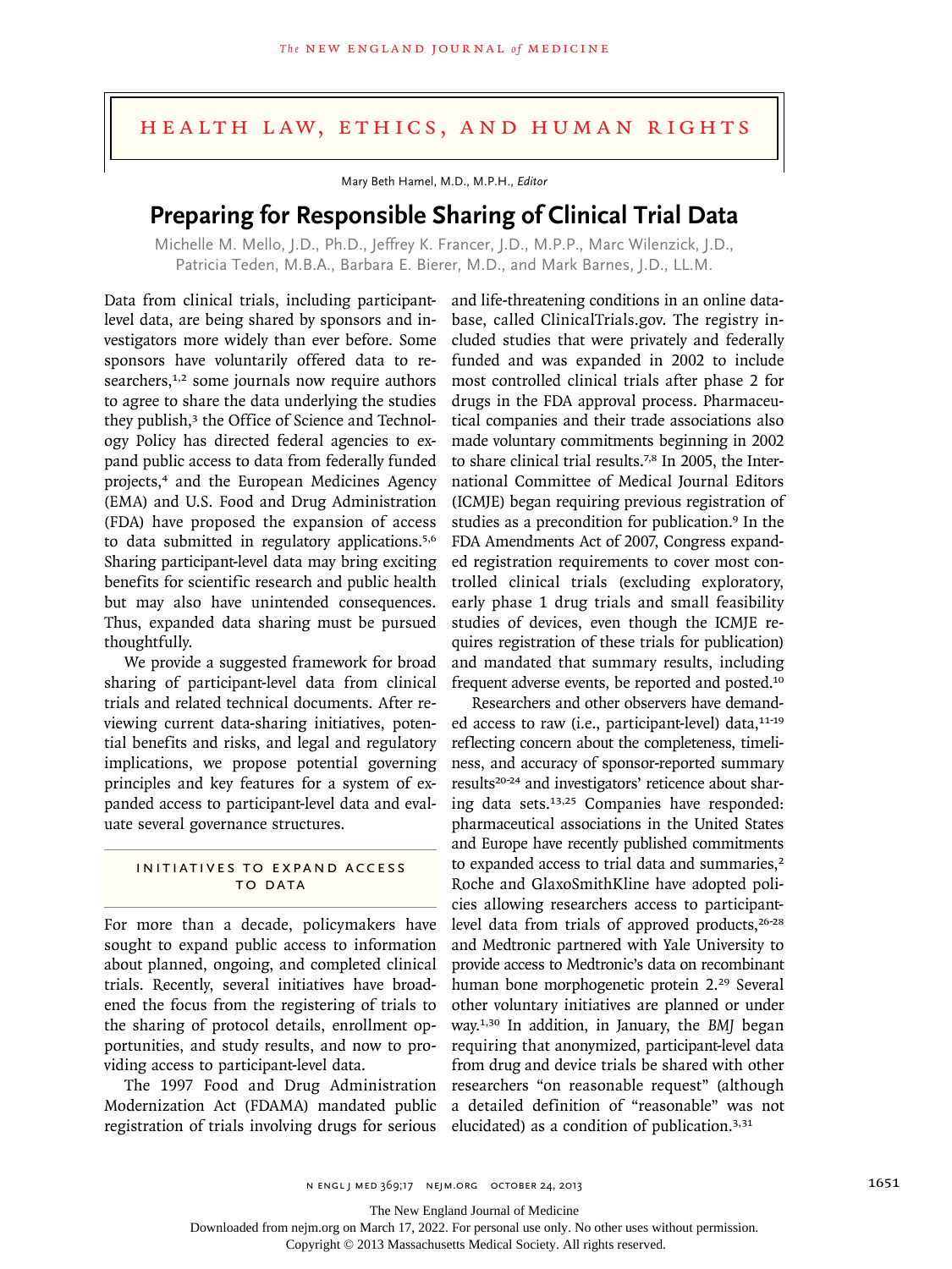## HEALTH LAW, ETHICS, AND HUMAN RIGHTS

Mary Beth Hamel, M.D., M.P.H., *Editor*

# Preparing for Responsible Sharing of Clinical Trial Data

Michelle M. Mello, J.D., Ph.D., Jeffrey K. Francer, J.D., M.P.P., Marc Wilenzick, J.D., Patricia Teden, M.B.A., Barbara E. Bierer, M.D., and Mark Barnes, J.D., LL.M.

Data from clinical trials, including participant-level data, are being shared by sponsors and investigators more widely than ever before. Some sponsors have voluntarily offered data to researchers,[1,2] some journals now require authors to agree to share the data underlying the studies they publish,[3] the Office of Science and Technology Policy has directed federal agencies to expand public access to data from federally funded projects,[4] and the European Medicines Agency (EMA) and U.S. Food and Drug Administration (FDA) have proposed the expansion of access to data submitted in regulatory applications.[5,6] Sharing participant-level data may bring exciting benefits for scientific research and public health but may also have unintended consequences. Thus, expanded data sharing must be pursued thoughtfully.

We provide a suggested framework for broad sharing of participant-level data from clinical trials and related technical documents. After reviewing current data-sharing initiatives, potential benefits and risks, and legal and regulatory implications, we propose potential governing principles and key features for a system of expanded access to participant-level data and evaluate several governance structures.

## INITIATIVES TO EXPAND ACCESS TO DATA

For more than a decade, policymakers have sought to expand public access to information about planned, ongoing, and completed clinical trials. Recently, several initiatives have broadened the focus from the registering of trials to the sharing of protocol details, enrollment opportunities, and study results, and now to providing access to participant-level data.

The 1997 Food and Drug Administration Modernization Act (FDAMA) mandated public registration of trials involving drugs for serious and life-threatening conditions in an online database, called ClinicalTrials.gov. The registry included studies that were privately and federally funded and was expanded in 2002 to include most controlled clinical trials after phase 2 for drugs in the FDA approval process. Pharmaceutical companies and their trade associations also made voluntary commitments beginning in 2002 to share clinical trial results.[7,8] In 2005, the International Committee of Medical Journal Editors (ICMJE) began requiring previous registration of studies as a precondition for publication.[9] In the FDA Amendments Act of 2007, Congress expanded registration requirements to cover most controlled clinical trials (excluding exploratory, early phase 1 drug trials and small feasibility studies of devices, even though the ICMJE requires registration of these trials for publication) and mandated that summary results, including frequent adverse events, be reported and posted.[10]

Researchers and other observers have demanded access to raw (i.e., participant-level) data,[11-19] reflecting concern about the completeness, timeliness, and accuracy of sponsor-reported summary results[20-24] and investigators' reticence about sharing data sets.[13,25] Companies have responded: pharmaceutical associations in the United States and Europe have recently published commitments to expanded access to trial data and summaries,[2] Roche and GlaxoSmithKline have adopted policies allowing researchers access to participant-level data from trials of approved products,[26-28] and Medtronic partnered with Yale University to provide access to Medtronic's data on recombinant human bone morphogenetic protein 2.[29] Several other voluntary initiatives are planned or under way.[1,30] In addition, in January, the *BMJ* began requiring that anonymized, participant-level data from drug and device trials be shared with other researchers "on reasonable request" (although a detailed definition of "reasonable" was not elucidated) as a condition of publication.[3,31]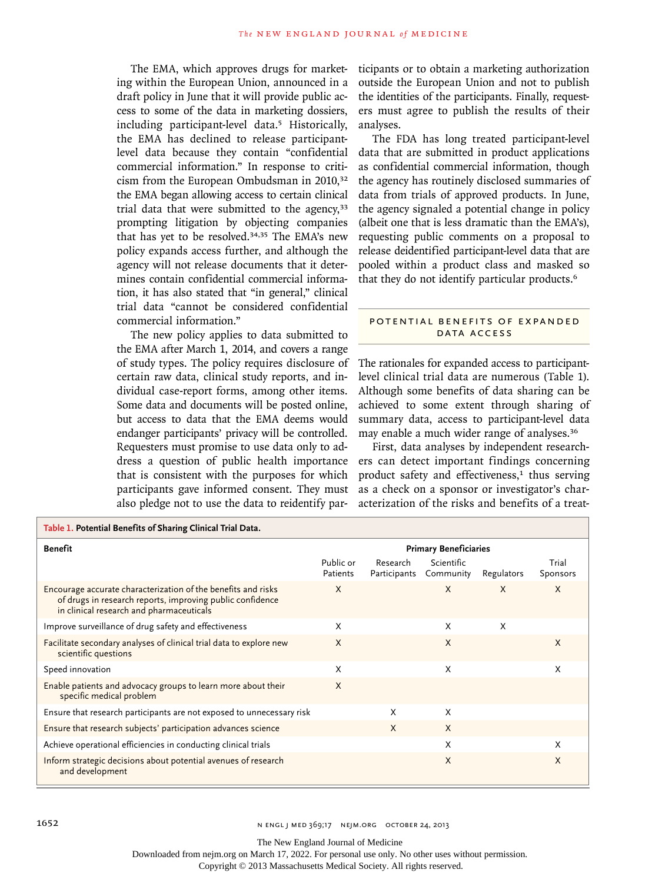The EMA, which approves drugs for marketing within the European Union, announced in a draft policy in June that it will provide public access to some of the data in marketing dossiers, including participant-level data.[5] Historically, the EMA has declined to release participant-level data because they contain "confidential commercial information." In response to criticism from the European Ombudsman in 2010,[32] the EMA began allowing access to certain clinical trial data that were submitted to the agency,[33] prompting litigation by objecting companies that has yet to be resolved.[34,35] The EMA's new policy expands access further, and although the agency will not release documents that it determines contain confidential commercial information, it has also stated that "in general," clinical trial data "cannot be considered confidential commercial information."

The new policy applies to data submitted to the EMA after March 1, 2014, and covers a range of study types. The policy requires disclosure of certain raw data, clinical study reports, and individual case-report forms, among other items. Some data and documents will be posted online, but access to data that the EMA deems would endanger participants' privacy will be controlled. Requesters must promise to use data only to address a question of public health importance that is consistent with the purposes for which participants gave informed consent. They must also pledge not to use the data to reidentify participants or to obtain a marketing authorization outside the European Union and not to publish the identities of the participants. Finally, requesters must agree to publish the results of their analyses.

The FDA has long treated participant-level data that are submitted in product applications as confidential commercial information, though the agency has routinely disclosed summaries of data from trials of approved products. In June, the agency signaled a potential change in policy (albeit one that is less dramatic than the EMA's), requesting public comments on a proposal to release deidentified participant-level data that are pooled within a product class and masked so that they do not identify particular products.[6]

## POTENTIAL BENEFITS OF EXPANDED DATA ACCESS

The rationales for expanded access to participant-level clinical trial data are numerous (Table 1). Although some benefits of data sharing can be achieved to some extent through sharing of summary data, access to participant-level data may enable a much wider range of analyses.[36]

First, data analyses by independent researchers can detect important findings concerning product safety and effectiveness,[1] thus serving as a check on a sponsor or investigator's characterization of the risks and benefits of a treat-

**Table 1. Potential Benefits of Sharing Clinical Trial Data.**

| Benefit | Primary Beneficiaries | | | | |
|---|---|---|---|---|---|
| | Public or Patients | Research Participants | Scientific Community | Regulators | Trial Sponsors |
| Encourage accurate characterization of the benefits and risks of drugs in research reports, improving public confidence in clinical research and pharmaceuticals | X | | X | X | X |
| Improve surveillance of drug safety and effectiveness | X | | X | X | |
| Facilitate secondary analyses of clinical trial data to explore new scientific questions | X | | X | | X |
| Speed innovation | X | | X | | X |
| Enable patients and advocacy groups to learn more about their specific medical problem | X | | | | |
| Ensure that research participants are not exposed to unnecessary risk | | X | X | | |
| Ensure that research subjects' participation advances science | | X | X | | |
| Achieve operational efficiencies in conducting clinical trials | | | X | | X |
| Inform strategic decisions about potential avenues of research and development | | | X | | X |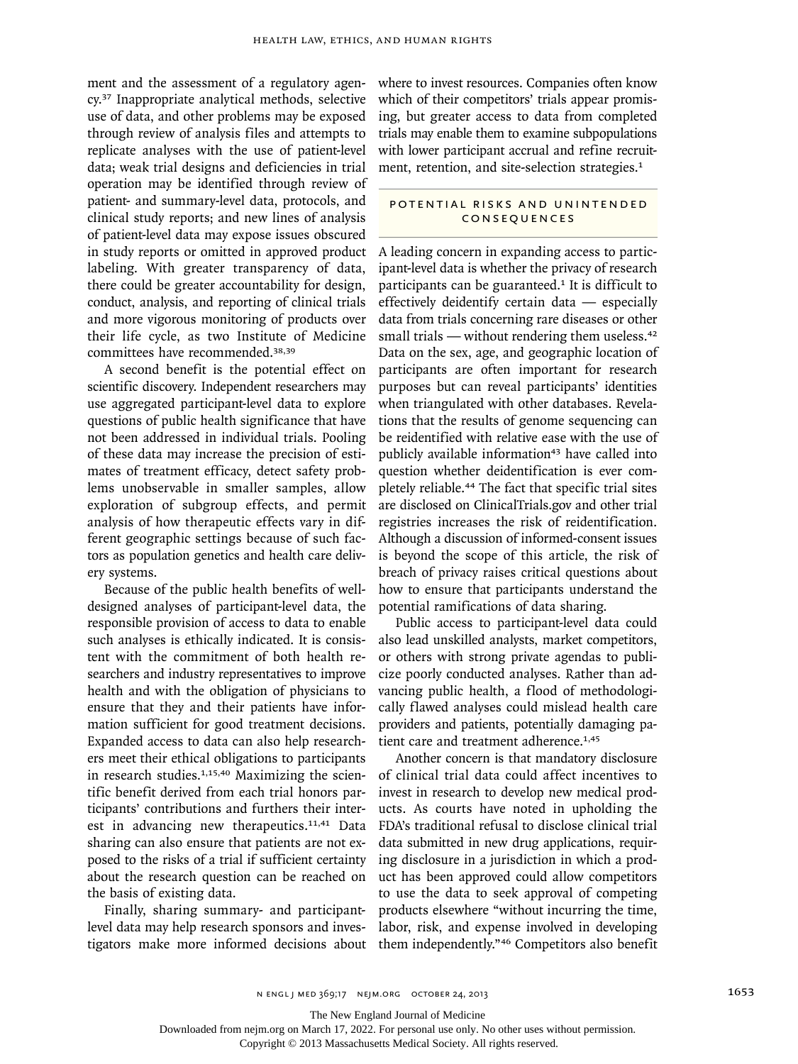ment and the assessment of a regulatory agency.[37] Inappropriate analytical methods, selective use of data, and other problems may be exposed through review of analysis files and attempts to replicate analyses with the use of patient-level data; weak trial designs and deficiencies in trial operation may be identified through review of patient- and summary-level data, protocols, and clinical study reports; and new lines of analysis of patient-level data may expose issues obscured in study reports or omitted in approved product labeling. With greater transparency of data, there could be greater accountability for design, conduct, analysis, and reporting of clinical trials and more vigorous monitoring of products over their life cycle, as two Institute of Medicine committees have recommended.[38,39]

A second benefit is the potential effect on scientific discovery. Independent researchers may use aggregated participant-level data to explore questions of public health significance that have not been addressed in individual trials. Pooling of these data may increase the precision of estimates of treatment efficacy, detect safety problems unobservable in smaller samples, allow exploration of subgroup effects, and permit analysis of how therapeutic effects vary in different geographic settings because of such factors as population genetics and health care delivery systems.

Because of the public health benefits of well-designed analyses of participant-level data, the responsible provision of access to data to enable such analyses is ethically indicated. It is consistent with the commitment of both health researchers and industry representatives to improve health and with the obligation of physicians to ensure that they and their patients have information sufficient for good treatment decisions. Expanded access to data can also help researchers meet their ethical obligations to participants in research studies.[1,15,40] Maximizing the scientific benefit derived from each trial honors participants' contributions and furthers their interest in advancing new therapeutics.[11,41] Data sharing can also ensure that patients are not exposed to the risks of a trial if sufficient certainty about the research question can be reached on the basis of existing data.

Finally, sharing summary- and participant-level data may help research sponsors and investigators make more informed decisions about where to invest resources. Companies often know which of their competitors' trials appear promising, but greater access to data from completed trials may enable them to examine subpopulations with lower participant accrual and refine recruitment, retention, and site-selection strategies.[1]

## POTENTIAL RISKS AND UNINTENDED CONSEQUENCES

A leading concern in expanding access to participant-level data is whether the privacy of research participants can be guaranteed.[1] It is difficult to effectively deidentify certain data — especially data from trials concerning rare diseases or other small trials — without rendering them useless.[42] Data on the sex, age, and geographic location of participants are often important for research purposes but can reveal participants' identities when triangulated with other databases. Revelations that the results of genome sequencing can be reidentified with relative ease with the use of publicly available information[43] have called into question whether deidentification is ever completely reliable.[44] The fact that specific trial sites are disclosed on ClinicalTrials.gov and other trial registries increases the risk of reidentification. Although a discussion of informed-consent issues is beyond the scope of this article, the risk of breach of privacy raises critical questions about how to ensure that participants understand the potential ramifications of data sharing.

Public access to participant-level data could also lead unskilled analysts, market competitors, or others with strong private agendas to publicize poorly conducted analyses. Rather than advancing public health, a flood of methodologically flawed analyses could mislead health care providers and patients, potentially damaging patient care and treatment adherence.[1,45]

Another concern is that mandatory disclosure of clinical trial data could affect incentives to invest in research to develop new medical products. As courts have noted in upholding the FDA's traditional refusal to disclose clinical trial data submitted in new drug applications, requiring disclosure in a jurisdiction in which a product has been approved could allow competitors to use the data to seek approval of competing products elsewhere "without incurring the time, labor, risk, and expense involved in developing them independently."[46] Competitors also benefit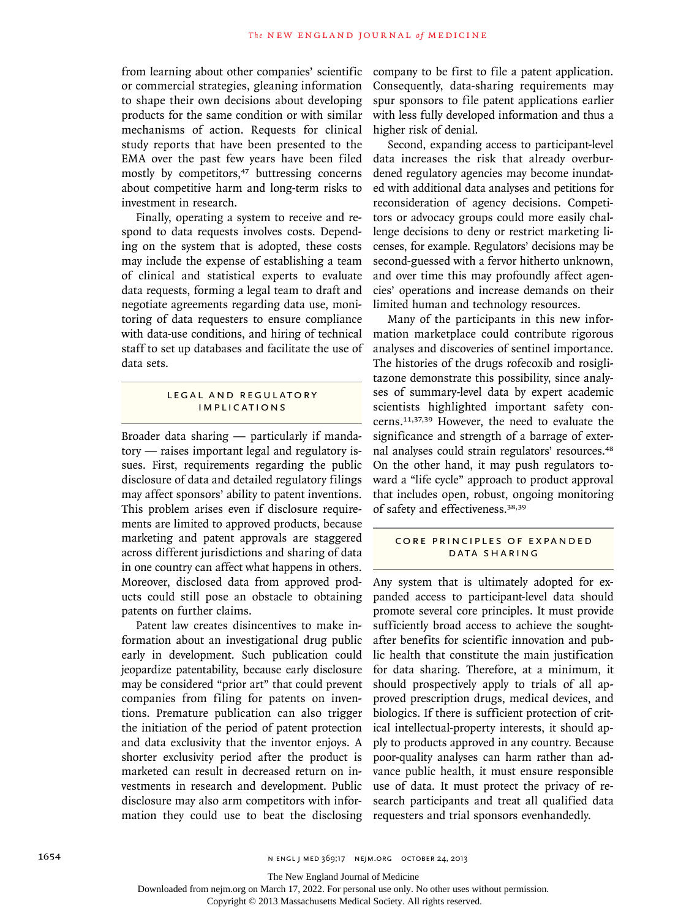from learning about other companies' scientific or commercial strategies, gleaning information to shape their own decisions about developing products for the same condition or with similar mechanisms of action. Requests for clinical study reports that have been presented to the EMA over the past few years have been filed mostly by competitors,[47] buttressing concerns about competitive harm and long-term risks to investment in research.

Finally, operating a system to receive and respond to data requests involves costs. Depending on the system that is adopted, these costs may include the expense of establishing a team of clinical and statistical experts to evaluate data requests, forming a legal team to draft and negotiate agreements regarding data use, monitoring of data requesters to ensure compliance with data-use conditions, and hiring of technical staff to set up databases and facilitate the use of data sets.

## LEGAL AND REGULATORY IMPLICATIONS

Broader data sharing — particularly if mandatory — raises important legal and regulatory issues. First, requirements regarding the public disclosure of data and detailed regulatory filings may affect sponsors' ability to patent inventions. This problem arises even if disclosure requirements are limited to approved products, because marketing and patent approvals are staggered across different jurisdictions and sharing of data in one country can affect what happens in others. Moreover, disclosed data from approved products could still pose an obstacle to obtaining patents on further claims.

Patent law creates disincentives to make information about an investigational drug public early in development. Such publication could jeopardize patentability, because early disclosure may be considered "prior art" that could prevent companies from filing for patents on inventions. Premature publication can also trigger the initiation of the period of patent protection and data exclusivity that the inventor enjoys. A shorter exclusivity period after the product is marketed can result in decreased return on investments in research and development. Public disclosure may also arm competitors with information they could use to beat the disclosing company to be first to file a patent application. Consequently, data-sharing requirements may spur sponsors to file patent applications earlier with less fully developed information and thus a higher risk of denial.

Second, expanding access to participant-level data increases the risk that already overburdened regulatory agencies may become inundated with additional data analyses and petitions for reconsideration of agency decisions. Competitors or advocacy groups could more easily challenge decisions to deny or restrict marketing licenses, for example. Regulators' decisions may be second-guessed with a fervor hitherto unknown, and over time this may profoundly affect agencies' operations and increase demands on their limited human and technology resources.

Many of the participants in this new information marketplace could contribute rigorous analyses and discoveries of sentinel importance. The histories of the drugs rofecoxib and rosiglitazone demonstrate this possibility, since analyses of summary-level data by expert academic scientists highlighted important safety concerns.[11,37,39] However, the need to evaluate the significance and strength of a barrage of external analyses could strain regulators' resources.[48] On the other hand, it may push regulators toward a "life cycle" approach to product approval that includes open, robust, ongoing monitoring of safety and effectiveness.[38,39]

## CORE PRINCIPLES OF EXPANDED DATA SHARING

Any system that is ultimately adopted for expanded access to participant-level data should promote several core principles. It must provide sufficiently broad access to achieve the sought-after benefits for scientific innovation and public health that constitute the main justification for data sharing. Therefore, at a minimum, it should prospectively apply to trials of all approved prescription drugs, medical devices, and biologics. If there is sufficient protection of critical intellectual-property interests, it should apply to products approved in any country. Because poor-quality analyses can harm rather than advance public health, it must ensure responsible use of data. It must protect the privacy of research participants and treat all qualified data requesters and trial sponsors evenhandedly.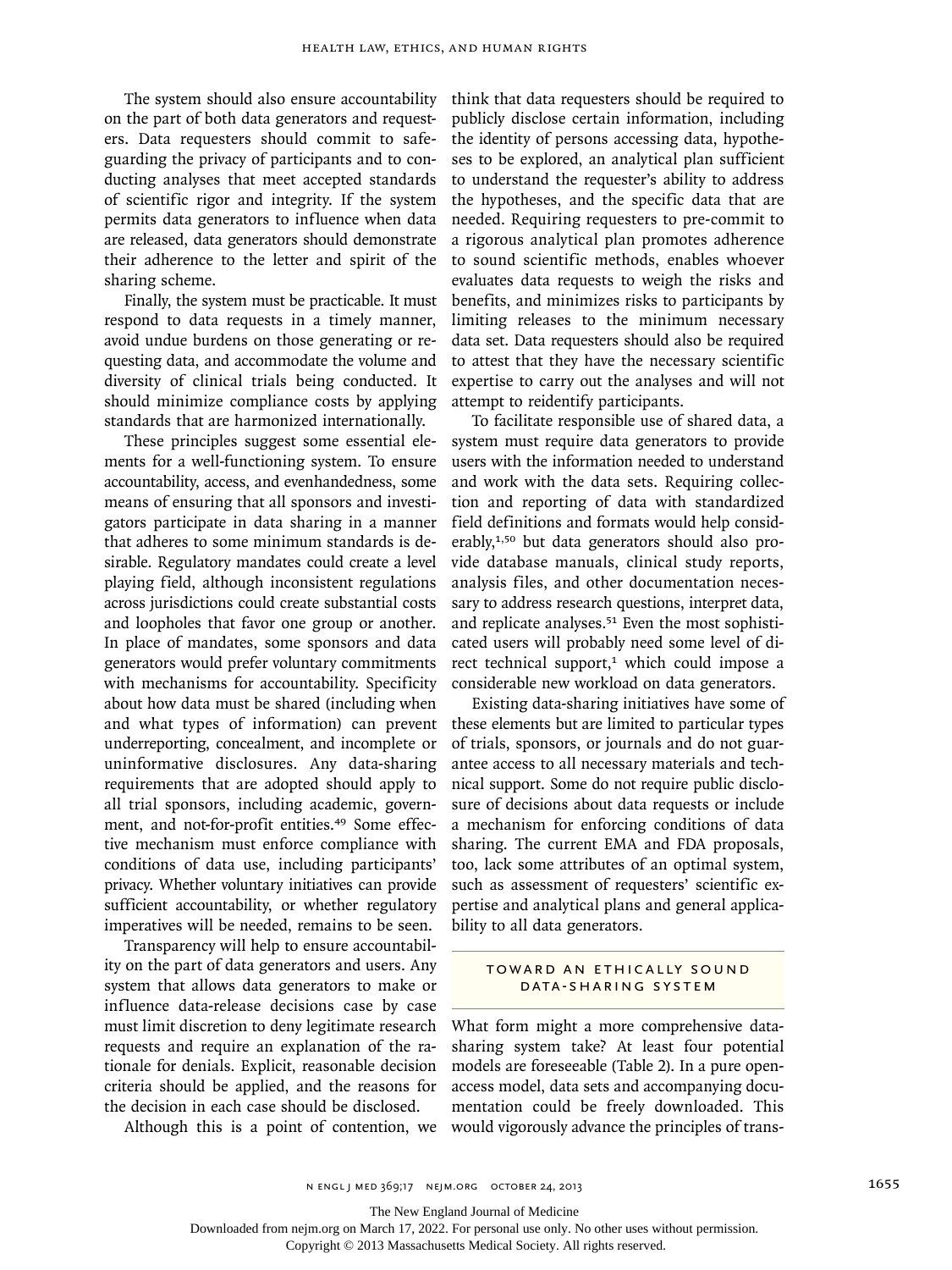The system should also ensure accountability on the part of both data generators and requesters. Data requesters should commit to safeguarding the privacy of participants and to conducting analyses that meet accepted standards of scientific rigor and integrity. If the system permits data generators to influence when data are released, data generators should demonstrate their adherence to the letter and spirit of the sharing scheme.

Finally, the system must be practicable. It must respond to data requests in a timely manner, avoid undue burdens on those generating or requesting data, and accommodate the volume and diversity of clinical trials being conducted. It should minimize compliance costs by applying standards that are harmonized internationally.

These principles suggest some essential elements for a well-functioning system. To ensure accountability, access, and evenhandedness, some means of ensuring that all sponsors and investigators participate in data sharing in a manner that adheres to some minimum standards is desirable. Regulatory mandates could create a level playing field, although inconsistent regulations across jurisdictions could create substantial costs and loopholes that favor one group or another. In place of mandates, some sponsors and data generators would prefer voluntary commitments with mechanisms for accountability. Specificity about how data must be shared (including when and what types of information) can prevent underreporting, concealment, and incomplete or uninformative disclosures. Any data-sharing requirements that are adopted should apply to all trial sponsors, including academic, government, and not-for-profit entities.[49] Some effective mechanism must enforce compliance with conditions of data use, including participants' privacy. Whether voluntary initiatives can provide sufficient accountability, or whether regulatory imperatives will be needed, remains to be seen.

Transparency will help to ensure accountability on the part of data generators and users. Any system that allows data generators to make or influence data-release decisions case by case must limit discretion to deny legitimate research requests and require an explanation of the rationale for denials. Explicit, reasonable decision criteria should be applied, and the reasons for the decision in each case should be disclosed.

Although this is a point of contention, we think that data requesters should be required to publicly disclose certain information, including the identity of persons accessing data, hypotheses to be explored, an analytical plan sufficient to understand the requester's ability to address the hypotheses, and the specific data that are needed. Requiring requesters to pre-commit to a rigorous analytical plan promotes adherence to sound scientific methods, enables whoever evaluates data requests to weigh the risks and benefits, and minimizes risks to participants by limiting releases to the minimum necessary data set. Data requesters should also be required to attest that they have the necessary scientific expertise to carry out the analyses and will not attempt to reidentify participants.

To facilitate responsible use of shared data, a system must require data generators to provide users with the information needed to understand and work with the data sets. Requiring collection and reporting of data with standardized field definitions and formats would help considerably,[1,50] but data generators should also provide database manuals, clinical study reports, analysis files, and other documentation necessary to address research questions, interpret data, and replicate analyses.[51] Even the most sophisticated users will probably need some level of direct technical support,[1] which could impose a considerable new workload on data generators.

Existing data-sharing initiatives have some of these elements but are limited to particular types of trials, sponsors, or journals and do not guarantee access to all necessary materials and technical support. Some do not require public disclosure of decisions about data requests or include a mechanism for enforcing conditions of data sharing. The current EMA and FDA proposals, too, lack some attributes of an optimal system, such as assessment of requesters' scientific expertise and analytical plans and general applicability to all data generators.

## TOWARD AN ETHICALLY SOUND DATA-SHARING SYSTEM

What form might a more comprehensive data-sharing system take? At least four potential models are foreseeable (Table 2). In a pure open-access model, data sets and accompanying documentation could be freely downloaded. This would vigorously advance the principles of trans-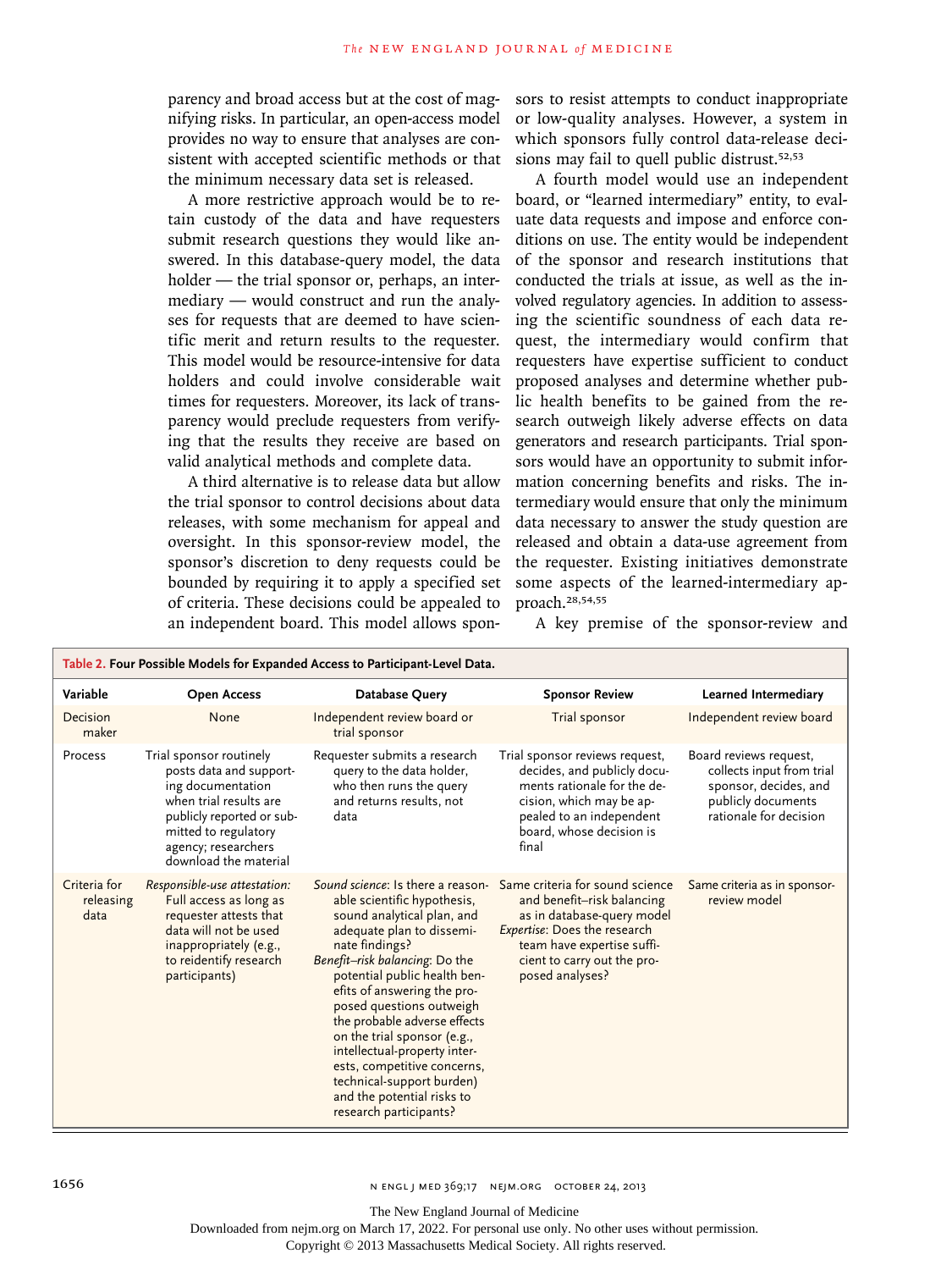parency and broad access but at the cost of magnifying risks. In particular, an open-access model provides no way to ensure that analyses are consistent with accepted scientific methods or that the minimum necessary data set is released.

A more restrictive approach would be to retain custody of the data and have requesters submit research questions they would like answered. In this database-query model, the data holder — the trial sponsor or, perhaps, an intermediary — would construct and run the analyses for requests that are deemed to have scientific merit and return results to the requester. This model would be resource-intensive for data holders and could involve considerable wait times for requesters. Moreover, its lack of transparency would preclude requesters from verifying that the results they receive are based on valid analytical methods and complete data.

A third alternative is to release data but allow the trial sponsor to control decisions about data releases, with some mechanism for appeal and oversight. In this sponsor-review model, the sponsor's discretion to deny requests could be bounded by requiring it to apply a specified set of criteria. These decisions could be appealed to an independent board. This model allows sponsors to resist attempts to conduct inappropriate or low-quality analyses. However, a system in which sponsors fully control data-release decisions may fail to quell public distrust.[52,53]

A fourth model would use an independent board, or "learned intermediary" entity, to evaluate data requests and impose and enforce conditions on use. The entity would be independent of the sponsor and research institutions that conducted the trials at issue, as well as the involved regulatory agencies. In addition to assessing the scientific soundness of each data request, the intermediary would confirm that requesters have expertise sufficient to conduct proposed analyses and determine whether public health benefits to be gained from the research outweigh likely adverse effects on data generators and research participants. Trial sponsors would have an opportunity to submit information concerning benefits and risks. The intermediary would ensure that only the minimum data necessary to answer the study question are released and obtain a data-use agreement from the requester. Existing initiatives demonstrate some aspects of the learned-intermediary approach.[28,54,55]

A key premise of the sponsor-review and

**Table 2. Four Possible Models for Expanded Access to Participant-Level Data.**

| Variable | Open Access | Database Query | Sponsor Review | Learned Intermediary |
|---|---|---|---|---|
| Decision maker | None | Independent review board or trial sponsor | Trial sponsor | Independent review board |
| Process | Trial sponsor routinely posts data and supporting documentation when trial results are publicly reported or submitted to regulatory agency; researchers download the material | Requester submits a research query to the data holder, who then runs the query and returns results, not data | Trial sponsor reviews request, decides, and publicly documents rationale for the decision, which may be appealed to an independent board, whose decision is final | Board reviews request, collects input from trial sponsor, decides, and publicly documents rationale for decision |
| Criteria for releasing data | *Responsible-use attestation:* Full access as long as requester attests that data will not be used inappropriately (e.g., to reidentify research participants) | *Sound science*: Is there a reasonable scientific hypothesis, sound analytical plan, and adequate plan to disseminate findings? *Benefit–risk balancing*: Do the potential public health benefits of answering the proposed questions outweigh the probable adverse effects on the trial sponsor (e.g., intellectual-property interests, competitive concerns, technical-support burden) and the potential risks to research participants? | Same criteria for sound science and benefit–risk balancing as in database-query model *Expertise*: Does the research team have expertise sufficient to carry out the proposed analyses? | Same criteria as in sponsor-review model |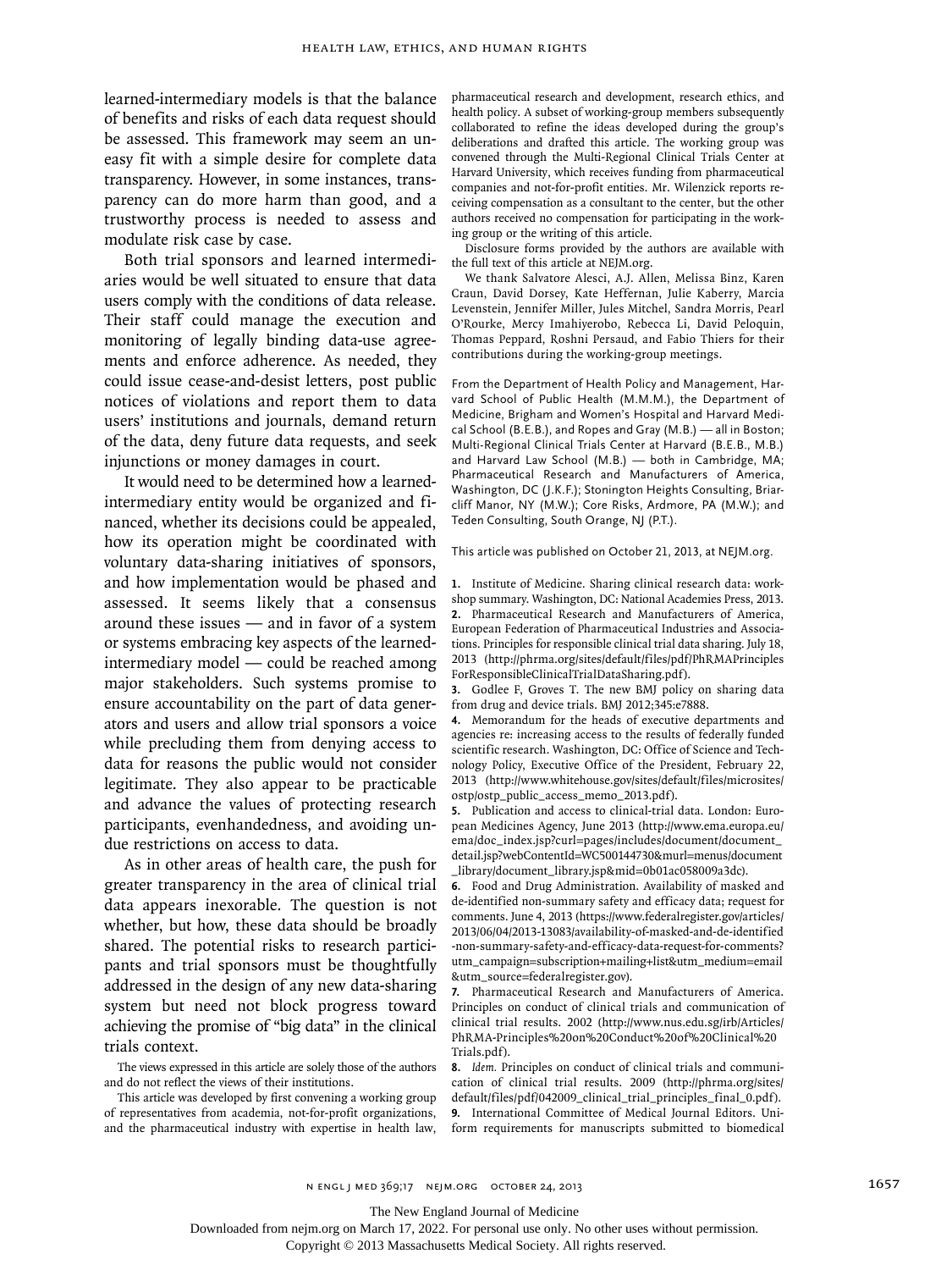learned-intermediary models is that the balance of benefits and risks of each data request should be assessed. This framework may seem an uneasy fit with a simple desire for complete data transparency. However, in some instances, transparency can do more harm than good, and a trustworthy process is needed to assess and modulate risk case by case.

Both trial sponsors and learned intermediaries would be well situated to ensure that data users comply with the conditions of data release. Their staff could manage the execution and monitoring of legally binding data-use agreements and enforce adherence. As needed, they could issue cease-and-desist letters, post public notices of violations and report them to data users' institutions and journals, demand return of the data, deny future data requests, and seek injunctions or money damages in court.

It would need to be determined how a learned-intermediary entity would be organized and financed, whether its decisions could be appealed, how its operation might be coordinated with voluntary data-sharing initiatives of sponsors, and how implementation would be phased and assessed. It seems likely that a consensus around these issues — and in favor of a system or systems embracing key aspects of the learned-intermediary model — could be reached among major stakeholders. Such systems promise to ensure accountability on the part of data generators and users and allow trial sponsors a voice while precluding them from denying access to data for reasons the public would not consider legitimate. They also appear to be practicable and advance the values of protecting research participants, evenhandedness, and avoiding undue restrictions on access to data.

As in other areas of health care, the push for greater transparency in the area of clinical trial data appears inexorable. The question is not whether, but how, these data should be broadly shared. The potential risks to research participants and trial sponsors must be thoughtfully addressed in the design of any new data-sharing system but need not block progress toward achieving the promise of "big data" in the clinical trials context.

The views expressed in this article are solely those of the authors and do not reflect the views of their institutions.

This article was developed by first convening a working group of representatives from academia, not-for-profit organizations, and the pharmaceutical industry with expertise in health law, pharmaceutical research and development, research ethics, and health policy. A subset of working-group members subsequently collaborated to refine the ideas developed during the group's deliberations and drafted this article. The working group was convened through the Multi-Regional Clinical Trials Center at Harvard University, which receives funding from pharmaceutical companies and not-for-profit entities. Mr. Wilenzick reports receiving compensation as a consultant to the center, but the other authors received no compensation for participating in the working group or the writing of this article.

Disclosure forms provided by the authors are available with the full text of this article at NEJM.org.

We thank Salvatore Alesci, A.J. Allen, Melissa Binz, Karen Craun, David Dorsey, Kate Heffernan, Julie Kaberry, Marcia Levenstein, Jennifer Miller, Jules Mitchel, Sandra Morris, Pearl O'Rourke, Mercy Imahiyerobo, Rebecca Li, David Peloquin, Thomas Peppard, Roshni Persaud, and Fabio Thiers for their contributions during the working-group meetings.

From the Department of Health Policy and Management, Harvard School of Public Health (M.M.M.), the Department of Medicine, Brigham and Women's Hospital and Harvard Medical School (B.E.B.), and Ropes and Gray (M.B.) — all in Boston; Multi-Regional Clinical Trials Center at Harvard (B.E.B., M.B.) and Harvard Law School (M.B.) — both in Cambridge, MA; Pharmaceutical Research and Manufacturers of America, Washington, DC (J.K.F.); Stonington Heights Consulting, Briarcliff Manor, NY (M.W.); Core Risks, Ardmore, PA (M.W.); and Teden Consulting, South Orange, NJ (P.T.).

This article was published on October 21, 2013, at NEJM.org.

1. Institute of Medicine. Sharing clinical research data: workshop summary. Washington, DC: National Academies Press, 2013.
2. Pharmaceutical Research and Manufacturers of America, European Federation of Pharmaceutical Industries and Associations. Principles for responsible clinical trial data sharing. July 18, 2013 (http://phrma.org/sites/default/files/pdf/PhRMAPrinciplesForResponsibleClinicalTrialDataSharing.pdf).
3. Godlee F, Groves T. The new BMJ policy on sharing data from drug and device trials. BMJ 2012;345:e7888.
4. Memorandum for the heads of executive departments and agencies re: increasing access to the results of federally funded scientific research. Washington, DC: Office of Science and Technology Policy, Executive Office of the President, February 22, 2013 (http://www.whitehouse.gov/sites/default/files/microsites/ostp/ostp_public_access_memo_2013.pdf).
5. Publication and access to clinical-trial data. London: European Medicines Agency, June 2013 (http://www.ema.europa.eu/ema/doc_index.jsp?curl=pages/includes/document/document_detail.jsp?webContentId=WC500144730&murl=menus/document_library/document_library.jsp&mid=0b01ac058009a3dc).
6. Food and Drug Administration. Availability of masked and de-identified non-summary safety and efficacy data; request for comments. June 4, 2013 (https://www.federalregister.gov/articles/2013/06/04/2013-13083/availability-of-masked-and-de-identified-non-summary-safety-and-efficacy-data-request-for-comments?utm_campaign=subscription+mailing+list&utm_medium=email&utm_source=federalregister.gov).
7. Pharmaceutical Research and Manufacturers of America. Principles on conduct of clinical trials and communication of clinical trial results. 2002 (http://www.nus.edu.sg/irb/Articles/PhRMA-Principles%20on%20Conduct%20of%20Clinical%20Trials.pdf).
8. *Idem.* Principles on conduct of clinical trials and communication of clinical trial results. 2009 (http://phrma.org/sites/default/files/pdf/042009_clinical_trial_principles_final_0.pdf).
9. International Committee of Medical Journal Editors. Uniform requirements for manuscripts submitted to biomedical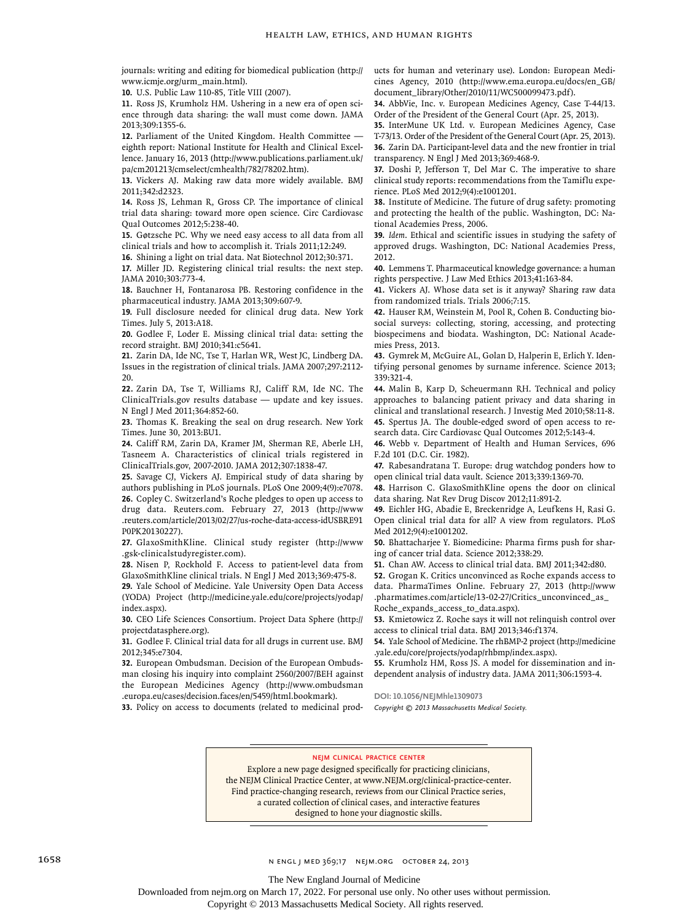journals: writing and editing for biomedical publication (http://www.icmje.org/urm_main.html).

**10.** U.S. Public Law 110-85, Title VIII (2007).

**11.** Ross JS, Krumholz HM. Ushering in a new era of open science through data sharing: the wall must come down. JAMA 2013;309:1355-6.

**12.** Parliament of the United Kingdom. Health Committee — eighth report: National Institute for Health and Clinical Excellence. January 16, 2013 (http://www.publications.parliament.uk/pa/cm201213/cmselect/cmhealth/782/78202.htm).

**13.** Vickers AJ. Making raw data more widely available. BMJ 2011;342:d2323.

**14.** Ross JS, Lehman R, Gross CP. The importance of clinical trial data sharing: toward more open science. Circ Cardiovasc Qual Outcomes 2012;5:238-40.

**15.** Gøtzsche PC. Why we need easy access to all data from all clinical trials and how to accomplish it. Trials 2011;12:249.

**16.** Shining a light on trial data. Nat Biotechnol 2012;30:371.

**17.** Miller JD. Registering clinical trial results: the next step. JAMA 2010;303:773-4.

**18.** Bauchner H, Fontanarosa PB. Restoring confidence in the pharmaceutical industry. JAMA 2013;309:607-9.

**19.** Full disclosure needed for clinical drug data. New York Times. July 5, 2013:A18.

**20.** Godlee F, Loder E. Missing clinical trial data: setting the record straight. BMJ 2010;341:c5641.

**21.** Zarin DA, Ide NC, Tse T, Harlan WR, West JC, Lindberg DA. Issues in the registration of clinical trials. JAMA 2007;297:2112-20.

**22.** Zarin DA, Tse T, Williams RJ, Califf RM, Ide NC. The ClinicalTrials.gov results database — update and key issues. N Engl J Med 2011;364:852-60.

**23.** Thomas K. Breaking the seal on drug research. New York Times. June 30, 2013:BU1.

**24.** Califf RM, Zarin DA, Kramer JM, Sherman RE, Aberle LH, Tasneem A. Characteristics of clinical trials registered in ClinicalTrials.gov, 2007-2010. JAMA 2012;307:1838-47.

**25.** Savage CJ, Vickers AJ. Empirical study of data sharing by authors publishing in PLoS journals. PLoS One 2009;4(9):e7078.

**26.** Copley C. Switzerland's Roche pledges to open up access to drug data. Reuters.com. February 27, 2013 (http://www.reuters.com/article/2013/02/27/us-roche-data-access-idUSBRE91P0PK20130227).

**27.** GlaxoSmithKline. Clinical study register (http://www.gsk-clinicalstudyregister.com).

**28.** Nisen P, Rockhold F. Access to patient-level data from GlaxoSmithKline clinical trials. N Engl J Med 2013;369:475-8.

**29.** Yale School of Medicine. Yale University Open Data Access (YODA) Project (http://medicine.yale.edu/core/projects/yodap/index.aspx).

**30.** CEO Life Sciences Consortium. Project Data Sphere (http://projectdatasphere.org).

**31.** Godlee F. Clinical trial data for all drugs in current use. BMJ 2012;345:e7304.

**32.** European Ombudsman. Decision of the European Ombudsman closing his inquiry into complaint 2560/2007/BEH against the European Medicines Agency (http://www.ombudsman.europa.eu/cases/decision.faces/en/5459/html.bookmark).

**33.** Policy on access to documents (related to medicinal products for human and veterinary use). London: European Medicines Agency, 2010 (http://www.ema.europa.eu/docs/en_GB/document_library/Other/2010/11/WC500099473.pdf).

**34.** AbbVie, Inc. v. European Medicines Agency, Case T-44/13. Order of the President of the General Court (Apr. 25, 2013).

**35.** InterMune UK Ltd. v. European Medicines Agency, Case T-73/13. Order of the President of the General Court (Apr. 25, 2013).

**36.** Zarin DA. Participant-level data and the new frontier in trial transparency. N Engl J Med 2013;369:468-9.

**37.** Doshi P, Jefferson T, Del Mar C. The imperative to share clinical study reports: recommendations from the Tamiflu experience. PLoS Med 2012;9(4):e1001201.

**38.** Institute of Medicine. The future of drug safety: promoting and protecting the health of the public. Washington, DC: National Academies Press, 2006.

**39.** *Idem*. Ethical and scientific issues in studying the safety of approved drugs. Washington, DC: National Academies Press, 2012.

**40.** Lemmens T. Pharmaceutical knowledge governance: a human rights perspective. J Law Med Ethics 2013;41:163-84.

**41.** Vickers AJ. Whose data set is it anyway? Sharing raw data from randomized trials. Trials 2006;7:15.

**42.** Hauser RM, Weinstein M, Pool R, Cohen B. Conducting biosocial surveys: collecting, storing, accessing, and protecting biospecimens and biodata. Washington, DC: National Academies Press, 2013.

**43.** Gymrek M, McGuire AL, Golan D, Halperin E, Erlich Y. Identifying personal genomes by surname inference. Science 2013;339:321-4.

**44.** Malin B, Karp D, Scheuermann RH. Technical and policy approaches to balancing patient privacy and data sharing in clinical and translational research. J Investig Med 2010;58:11-8.

**45.** Spertus JA. The double-edged sword of open access to research data. Circ Cardiovasc Qual Outcomes 2012;5:143-4.

**46.** Webb v. Department of Health and Human Services, 696 F.2d 101 (D.C. Cir. 1982).

**47.** Rabesandratana T. Europe: drug watchdog ponders how to open clinical trial data vault. Science 2013;339:1369-70.

**48.** Harrison C. GlaxoSmithKline opens the door on clinical data sharing. Nat Rev Drug Discov 2012;11:891-2.

**49.** Eichler HG, Abadie E, Breckenridge A, Leufkens H, Rasi G. Open clinical trial data for all? A view from regulators. PLoS Med 2012;9(4):e1001202.

**50.** Bhattacharjee Y. Biomedicine: Pharma firms push for sharing of cancer trial data. Science 2012;338:29.

**51.** Chan AW. Access to clinical trial data. BMJ 2011;342:d80.

**52.** Grogan K. Critics unconvinced as Roche expands access to data. PharmaTimes Online. February 27, 2013 (http://www.pharmatimes.com/article/13-02-27/Critics_unconvinced_as_Roche_expands_access_to_data.aspx).

**53.** Kmietowicz Z. Roche says it will not relinquish control over access to clinical trial data. BMJ 2013;346:f1374.

**54.** Yale School of Medicine. The rhBMP-2 project (http://medicine.yale.edu/core/projects/yodap/rhbmp/index.aspx).

**55.** Krumholz HM, Ross JS. A model for dissemination and independent analysis of industry data. JAMA 2011;306:1593-4.

**DOI: 10.1056/NEJMhle1309073**
*Copyright © 2013 Massachusetts Medical Society.*

---

**NEJM CLINICAL PRACTICE CENTER**

Explore a new page designed specifically for practicing clinicians, the NEJM Clinical Practice Center, at www.NEJM.org/clinical-practice-center. Find practice-changing research, reviews from our Clinical Practice series, a curated collection of clinical cases, and interactive features designed to hone your diagnostic skills.

---

The New England Journal of Medicine
Downloaded from nejm.org on March 17, 2022. For personal use only. No other uses without permission.
Copyright © 2013 Massachusetts Medical Society. All rights reserved.